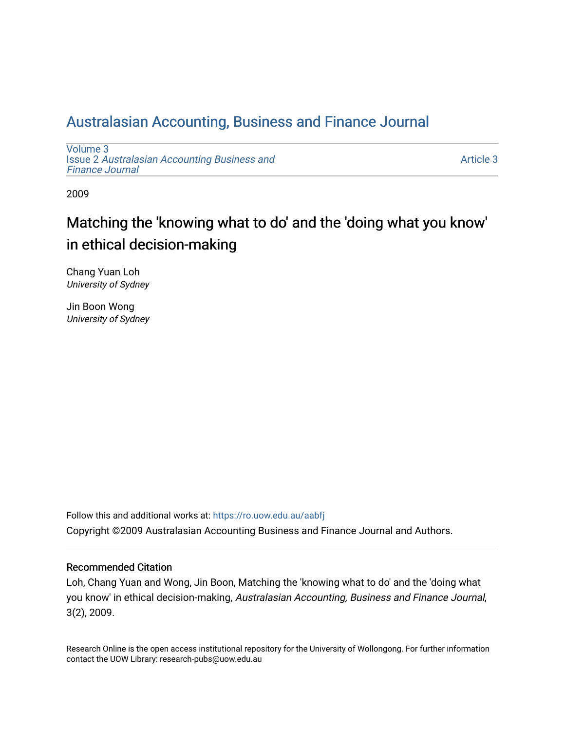# Australasian Accounting, Business and Finance Journal

Volume 3
Issue 2 *Australasian Accounting Business and Finance Journal*

Article 3

2009

## Matching the 'knowing what to do' and the 'doing what you know' in ethical decision-making

Chang Yuan Loh
*University of Sydney*

Jin Boon Wong
*University of Sydney*

Follow this and additional works at: https://ro.uow.edu.au/aabfj

Copyright ©2009 Australasian Accounting Business and Finance Journal and Authors.

### Recommended Citation

Loh, Chang Yuan and Wong, Jin Boon, Matching the 'knowing what to do' and the 'doing what you know' in ethical decision-making, *Australasian Accounting, Business and Finance Journal*, 3(2), 2009.

Research Online is the open access institutional repository for the University of Wollongong. For further information contact the UOW Library: research-pubs@uow.edu.au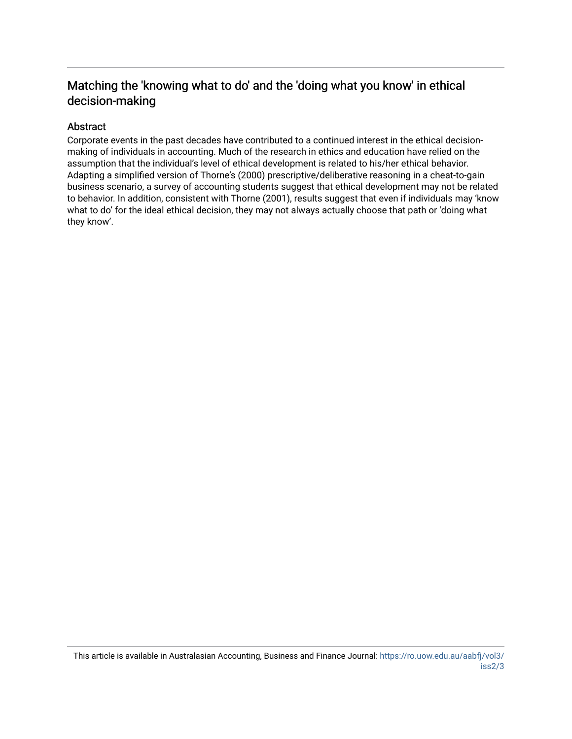# Matching the 'knowing what to do' and the 'doing what you know' in ethical decision-making

## Abstract

Corporate events in the past decades have contributed to a continued interest in the ethical decision-making of individuals in accounting. Much of the research in ethics and education have relied on the assumption that the individual's level of ethical development is related to his/her ethical behavior. Adapting a simplified version of Thorne's (2000) prescriptive/deliberative reasoning in a cheat-to-gain business scenario, a survey of accounting students suggest that ethical development may not be related to behavior. In addition, consistent with Thorne (2001), results suggest that even if individuals may 'know what to do' for the ideal ethical decision, they may not always actually choose that path or 'doing what they know'.

This article is available in Australasian Accounting, Business and Finance Journal: https://ro.uow.edu.au/aabfj/vol3/iss2/3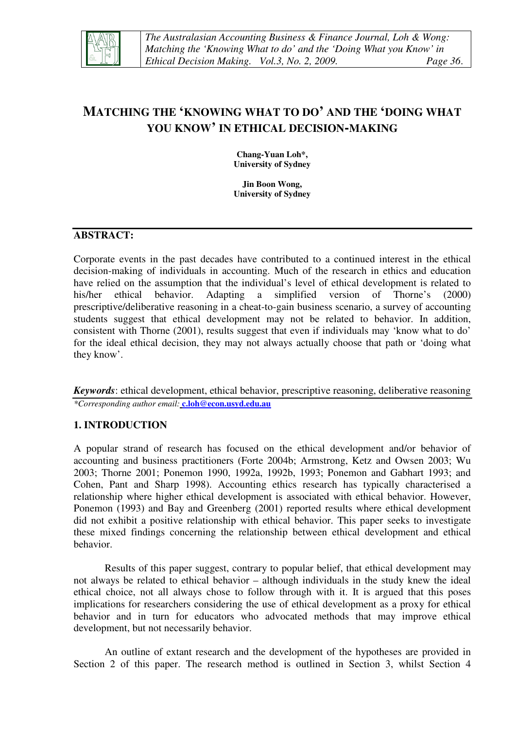# MATCHING THE 'KNOWING WHAT TO DO' AND THE 'DOING WHAT YOU KNOW' IN ETHICAL DECISION-MAKING

**Chang-Yuan Loh\*,**
**University of Sydney**

**Jin Boon Wong,**
**University of Sydney**

## ABSTRACT:

Corporate events in the past decades have contributed to a continued interest in the ethical decision-making of individuals in accounting. Much of the research in ethics and education have relied on the assumption that the individual's level of ethical development is related to his/her ethical behavior. Adapting a simplified version of Thorne's (2000) prescriptive/deliberative reasoning in a cheat-to-gain business scenario, a survey of accounting students suggest that ethical development may not be related to behavior. In addition, consistent with Thorne (2001), results suggest that even if individuals may 'know what to do' for the ideal ethical decision, they may not always actually choose that path or 'doing what they know'.

***Keywords***: ethical development, ethical behavior, prescriptive reasoning, deliberative reasoning

*\*Corresponding author email:* **c.loh@econ.usyd.edu.au**

## 1. INTRODUCTION

A popular strand of research has focused on the ethical development and/or behavior of accounting and business practitioners (Forte 2004b; Armstrong, Ketz and Owsen 2003; Wu 2003; Thorne 2001; Ponemon 1990, 1992a, 1992b, 1993; Ponemon and Gabhart 1993; and Cohen, Pant and Sharp 1998). Accounting ethics research has typically characterised a relationship where higher ethical development is associated with ethical behavior. However, Ponemon (1993) and Bay and Greenberg (2001) reported results where ethical development did not exhibit a positive relationship with ethical behavior. This paper seeks to investigate these mixed findings concerning the relationship between ethical development and ethical behavior.

Results of this paper suggest, contrary to popular belief, that ethical development may not always be related to ethical behavior – although individuals in the study knew the ideal ethical choice, not all always chose to follow through with it. It is argued that this poses implications for researchers considering the use of ethical development as a proxy for ethical behavior and in turn for educators who advocated methods that may improve ethical development, but not necessarily behavior.

An outline of extant research and the development of the hypotheses are provided in Section 2 of this paper. The research method is outlined in Section 3, whilst Section 4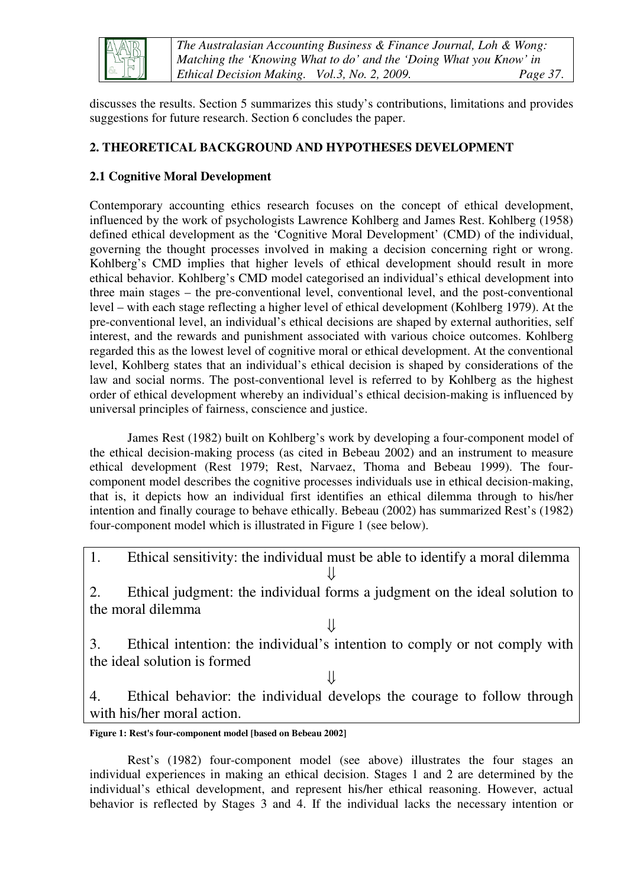discusses the results. Section 5 summarizes this study's contributions, limitations and provides suggestions for future research. Section 6 concludes the paper.

## 2. THEORETICAL BACKGROUND AND HYPOTHESES DEVELOPMENT

### 2.1 Cognitive Moral Development

Contemporary accounting ethics research focuses on the concept of ethical development, influenced by the work of psychologists Lawrence Kohlberg and James Rest. Kohlberg (1958) defined ethical development as the 'Cognitive Moral Development' (CMD) of the individual, governing the thought processes involved in making a decision concerning right or wrong. Kohlberg's CMD implies that higher levels of ethical development should result in more ethical behavior. Kohlberg's CMD model categorised an individual's ethical development into three main stages – the pre-conventional level, conventional level, and the post-conventional level – with each stage reflecting a higher level of ethical development (Kohlberg 1979). At the pre-conventional level, an individual's ethical decisions are shaped by external authorities, self interest, and the rewards and punishment associated with various choice outcomes. Kohlberg regarded this as the lowest level of cognitive moral or ethical development. At the conventional level, Kohlberg states that an individual's ethical decision is shaped by considerations of the law and social norms. The post-conventional level is referred to by Kohlberg as the highest order of ethical development whereby an individual's ethical decision-making is influenced by universal principles of fairness, conscience and justice.

James Rest (1982) built on Kohlberg's work by developing a four-component model of the ethical decision-making process (as cited in Bebeau 2002) and an instrument to measure ethical development (Rest 1979; Rest, Narvaez, Thoma and Bebeau 1999). The four-component model describes the cognitive processes individuals use in ethical decision-making, that is, it depicts how an individual first identifies an ethical dilemma through to his/her intention and finally courage to behave ethically. Bebeau (2002) has summarized Rest's (1982) four-component model which is illustrated in Figure 1 (see below).

1. Ethical sensitivity: the individual must be able to identify a moral dilemma

⇓

2. Ethical judgment: the individual forms a judgment on the ideal solution to the moral dilemma

⇓

3. Ethical intention: the individual's intention to comply or not comply with the ideal solution is formed

⇓

4. Ethical behavior: the individual develops the courage to follow through with his/her moral action.

**Figure 1: Rest's four-component model [based on Bebeau 2002]**

Rest's (1982) four-component model (see above) illustrates the four stages an individual experiences in making an ethical decision. Stages 1 and 2 are determined by the individual's ethical development, and represent his/her ethical reasoning. However, actual behavior is reflected by Stages 3 and 4. If the individual lacks the necessary intention or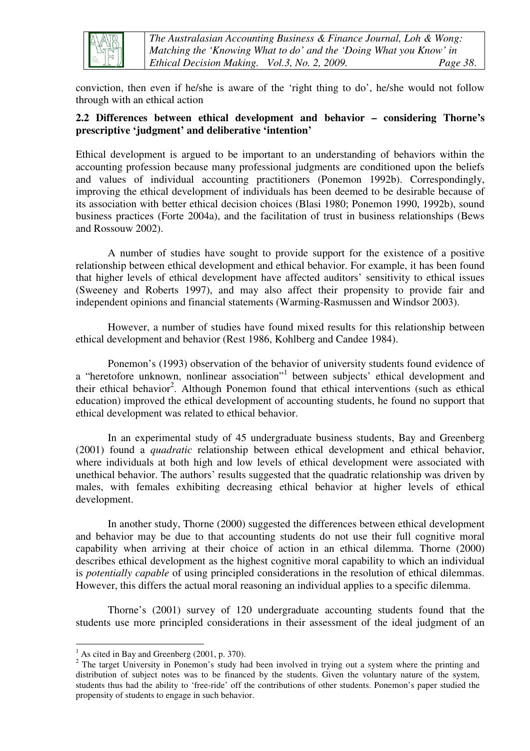conviction, then even if he/she is aware of the 'right thing to do', he/she would not follow through with an ethical action

### 2.2 Differences between ethical development and behavior – considering Thorne's prescriptive 'judgment' and deliberative 'intention'

Ethical development is argued to be important to an understanding of behaviors within the accounting profession because many professional judgments are conditioned upon the beliefs and values of individual accounting practitioners (Ponemon 1992b). Correspondingly, improving the ethical development of individuals has been deemed to be desirable because of its association with better ethical decision choices (Blasi 1980; Ponemon 1990, 1992b), sound business practices (Forte 2004a), and the facilitation of trust in business relationships (Bews and Rossouw 2002).

A number of studies have sought to provide support for the existence of a positive relationship between ethical development and ethical behavior. For example, it has been found that higher levels of ethical development have affected auditors' sensitivity to ethical issues (Sweeney and Roberts 1997), and may also affect their propensity to provide fair and independent opinions and financial statements (Warming-Rasmussen and Windsor 2003).

However, a number of studies have found mixed results for this relationship between ethical development and behavior (Rest 1986, Kohlberg and Candee 1984).

Ponemon's (1993) observation of the behavior of university students found evidence of a "heretofore unknown, nonlinear association"[1] between subjects' ethical development and their ethical behavior[2]. Although Ponemon found that ethical interventions (such as ethical education) improved the ethical development of accounting students, he found no support that ethical development was related to ethical behavior.

In an experimental study of 45 undergraduate business students, Bay and Greenberg (2001) found a *quadratic* relationship between ethical development and ethical behavior, where individuals at both high and low levels of ethical development were associated with unethical behavior. The authors' results suggested that the quadratic relationship was driven by males, with females exhibiting decreasing ethical behavior at higher levels of ethical development.

In another study, Thorne (2000) suggested the differences between ethical development and behavior may be due to that accounting students do not use their full cognitive moral capability when arriving at their choice of action in an ethical dilemma. Thorne (2000) describes ethical development as the highest cognitive moral capability to which an individual is *potentially capable* of using principled considerations in the resolution of ethical dilemmas. However, this differs the actual moral reasoning an individual applies to a specific dilemma.

Thorne's (2001) survey of 120 undergraduate accounting students found that the students use more principled considerations in their assessment of the ideal judgment of an

---

[1] As cited in Bay and Greenberg (2001, p. 370).

[2] The target University in Ponemon's study had been involved in trying out a system where the printing and distribution of subject notes was to be financed by the students. Given the voluntary nature of the system, students thus had the ability to 'free-ride' off the contributions of other students. Ponemon's paper studied the propensity of students to engage in such behavior.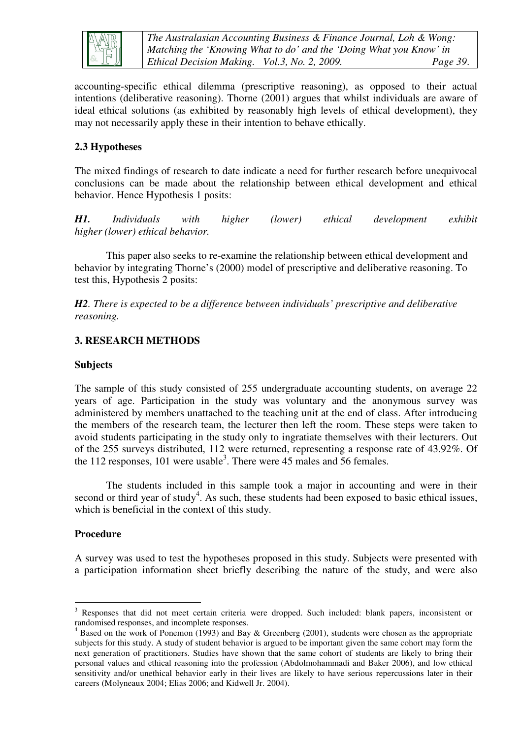accounting-specific ethical dilemma (prescriptive reasoning), as opposed to their actual intentions (deliberative reasoning). Thorne (2001) argues that whilst individuals are aware of ideal ethical solutions (as exhibited by reasonably high levels of ethical development), they may not necessarily apply these in their intention to behave ethically.

### 2.3 Hypotheses

The mixed findings of research to date indicate a need for further research before unequivocal conclusions can be made about the relationship between ethical development and ethical behavior. Hence Hypothesis 1 posits:

***H1.*** *Individuals with higher (lower) ethical development exhibit higher (lower) ethical behavior.*

This paper also seeks to re-examine the relationship between ethical development and behavior by integrating Thorne's (2000) model of prescriptive and deliberative reasoning. To test this, Hypothesis 2 posits:

***H2****. There is expected to be a difference between individuals' prescriptive and deliberative reasoning.*

## 3. RESEARCH METHODS

### Subjects

The sample of this study consisted of 255 undergraduate accounting students, on average 22 years of age. Participation in the study was voluntary and the anonymous survey was administered by members unattached to the teaching unit at the end of class. After introducing the members of the research team, the lecturer then left the room. These steps were taken to avoid students participating in the study only to ingratiate themselves with their lecturers. Out of the 255 surveys distributed, 112 were returned, representing a response rate of 43.92%. Of the 112 responses, 101 were usable[3]. There were 45 males and 56 females.

The students included in this sample took a major in accounting and were in their second or third year of study[4]. As such, these students had been exposed to basic ethical issues, which is beneficial in the context of this study.

### Procedure

A survey was used to test the hypotheses proposed in this study. Subjects were presented with a participation information sheet briefly describing the nature of the study, and were also

---

[3] Responses that did not meet certain criteria were dropped. Such included: blank papers, inconsistent or randomised responses, and incomplete responses.

[4] Based on the work of Ponemon (1993) and Bay & Greenberg (2001), students were chosen as the appropriate subjects for this study. A study of student behavior is argued to be important given the same cohort may form the next generation of practitioners. Studies have shown that the same cohort of students are likely to bring their personal values and ethical reasoning into the profession (Abdolmohammadi and Baker 2006), and low ethical sensitivity and/or unethical behavior early in their lives are likely to have serious repercussions later in their careers (Molyneaux 2004; Elias 2006; and Kidwell Jr. 2004).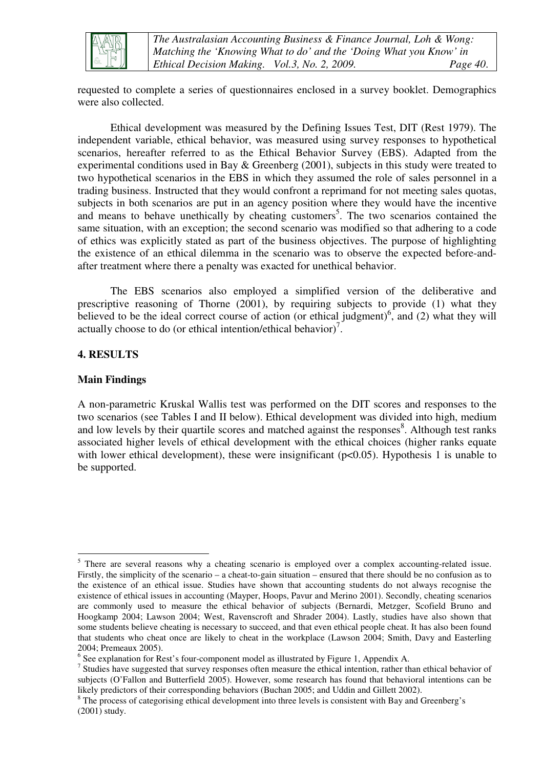requested to complete a series of questionnaires enclosed in a survey booklet. Demographics were also collected.

Ethical development was measured by the Defining Issues Test, DIT (Rest 1979). The independent variable, ethical behavior, was measured using survey responses to hypothetical scenarios, hereafter referred to as the Ethical Behavior Survey (EBS). Adapted from the experimental conditions used in Bay & Greenberg (2001), subjects in this study were treated to two hypothetical scenarios in the EBS in which they assumed the role of sales personnel in a trading business. Instructed that they would confront a reprimand for not meeting sales quotas, subjects in both scenarios are put in an agency position where they would have the incentive and means to behave unethically by cheating customers[5]. The two scenarios contained the same situation, with an exception; the second scenario was modified so that adhering to a code of ethics was explicitly stated as part of the business objectives. The purpose of highlighting the existence of an ethical dilemma in the scenario was to observe the expected before-and-after treatment where there a penalty was exacted for unethical behavior.

The EBS scenarios also employed a simplified version of the deliberative and prescriptive reasoning of Thorne (2001), by requiring subjects to provide (1) what they believed to be the ideal correct course of action (or ethical judgment)[6], and (2) what they will actually choose to do (or ethical intention/ethical behavior)[7].

## 4. RESULTS

### Main Findings

A non-parametric Kruskal Wallis test was performed on the DIT scores and responses to the two scenarios (see Tables I and II below). Ethical development was divided into high, medium and low levels by their quartile scores and matched against the responses[8]. Although test ranks associated higher levels of ethical development with the ethical choices (higher ranks equate with lower ethical development), these were insignificant ($p<0.05$). Hypothesis 1 is unable to be supported.

---

[5] There are several reasons why a cheating scenario is employed over a complex accounting-related issue. Firstly, the simplicity of the scenario – a cheat-to-gain situation – ensured that there should be no confusion as to the existence of an ethical issue. Studies have shown that accounting students do not always recognise the existence of ethical issues in accounting (Mayper, Hoops, Pavur and Merino 2001). Secondly, cheating scenarios are commonly used to measure the ethical behavior of subjects (Bernardi, Metzger, Scofield Bruno and Hoogkamp 2004; Lawson 2004; West, Ravenscroft and Shrader 2004). Lastly, studies have also shown that some students believe cheating is necessary to succeed, and that even ethical people cheat. It has also been found that students who cheat once are likely to cheat in the workplace (Lawson 2004; Smith, Davy and Easterling 2004; Premeaux 2005).

[6] See explanation for Rest's four-component model as illustrated by Figure 1, Appendix A.

[7] Studies have suggested that survey responses often measure the ethical intention, rather than ethical behavior of subjects (O'Fallon and Butterfield 2005). However, some research has found that behavioral intentions can be likely predictors of their corresponding behaviors (Buchan 2005; and Uddin and Gillett 2002).

[8] The process of categorising ethical development into three levels is consistent with Bay and Greenberg's (2001) study.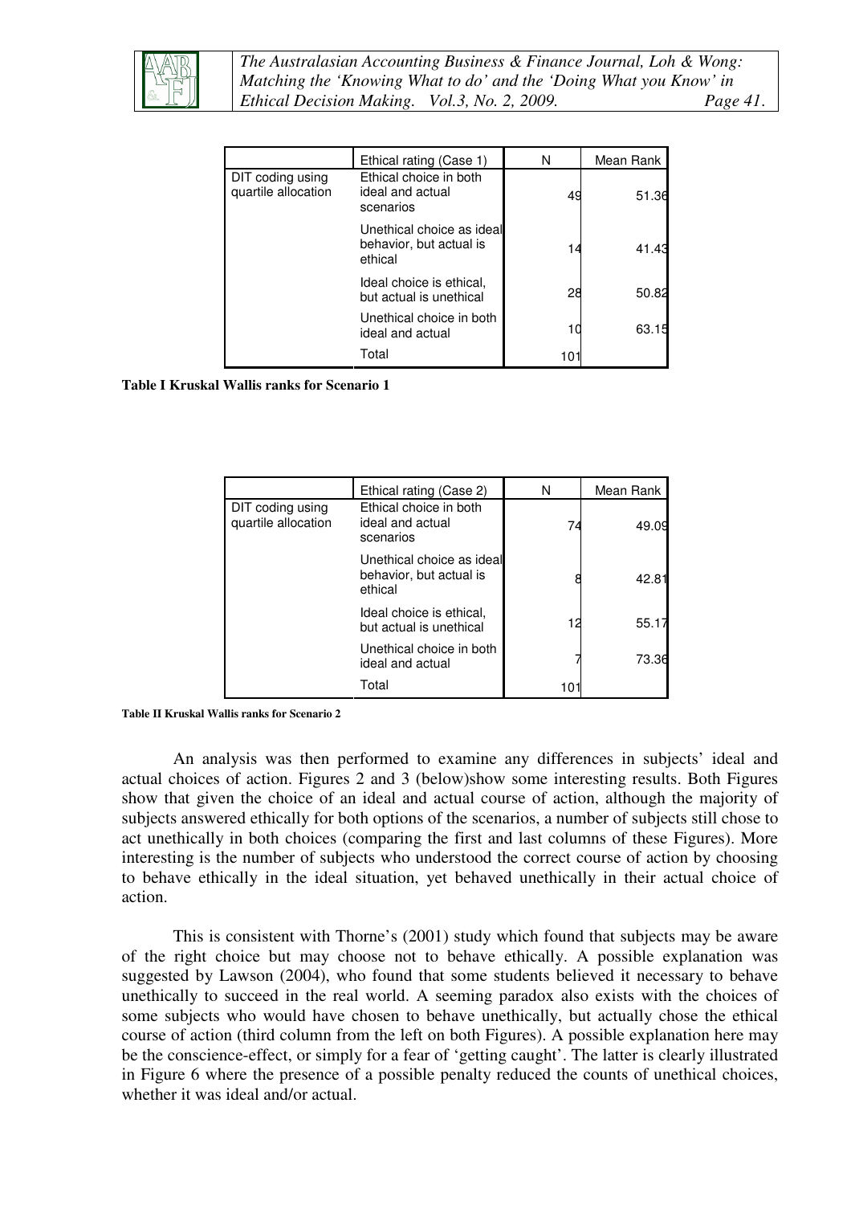| | Ethical rating (Case 1) | N | Mean Rank |
|---|---|---|---|
| DIT coding using quartile allocation | Ethical choice in both ideal and actual scenarios | 49 | 51.36 |
| | Unethical choice as ideal behavior, but actual is ethical | 14 | 41.43 |
| | Ideal choice is ethical, but actual is unethical | 28 | 50.82 |
| | Unethical choice in both ideal and actual | 10 | 63.15 |
| | Total | 101 | |

**Table I Kruskal Wallis ranks for Scenario 1**

| | Ethical rating (Case 2) | N | Mean Rank |
|---|---|---|---|
| DIT coding using quartile allocation | Ethical choice in both ideal and actual scenarios | 74 | 49.09 |
| | Unethical choice as ideal behavior, but actual is ethical | 8 | 42.81 |
| | Ideal choice is ethical, but actual is unethical | 12 | 55.17 |
| | Unethical choice in both ideal and actual | 7 | 73.36 |
| | Total | 101 | |

**Table II Kruskal Wallis ranks for Scenario 2**

An analysis was then performed to examine any differences in subjects' ideal and actual choices of action. Figures 2 and 3 (below)show some interesting results. Both Figures show that given the choice of an ideal and actual course of action, although the majority of subjects answered ethically for both options of the scenarios, a number of subjects still chose to act unethically in both choices (comparing the first and last columns of these Figures). More interesting is the number of subjects who understood the correct course of action by choosing to behave ethically in the ideal situation, yet behaved unethically in their actual choice of action.

This is consistent with Thorne's (2001) study which found that subjects may be aware of the right choice but may choose not to behave ethically. A possible explanation was suggested by Lawson (2004), who found that some students believed it necessary to behave unethically to succeed in the real world. A seeming paradox also exists with the choices of some subjects who would have chosen to behave unethically, but actually chose the ethical course of action (third column from the left on both Figures). A possible explanation here may be the conscience-effect, or simply for a fear of 'getting caught'. The latter is clearly illustrated in Figure 6 where the presence of a possible penalty reduced the counts of unethical choices, whether it was ideal and/or actual.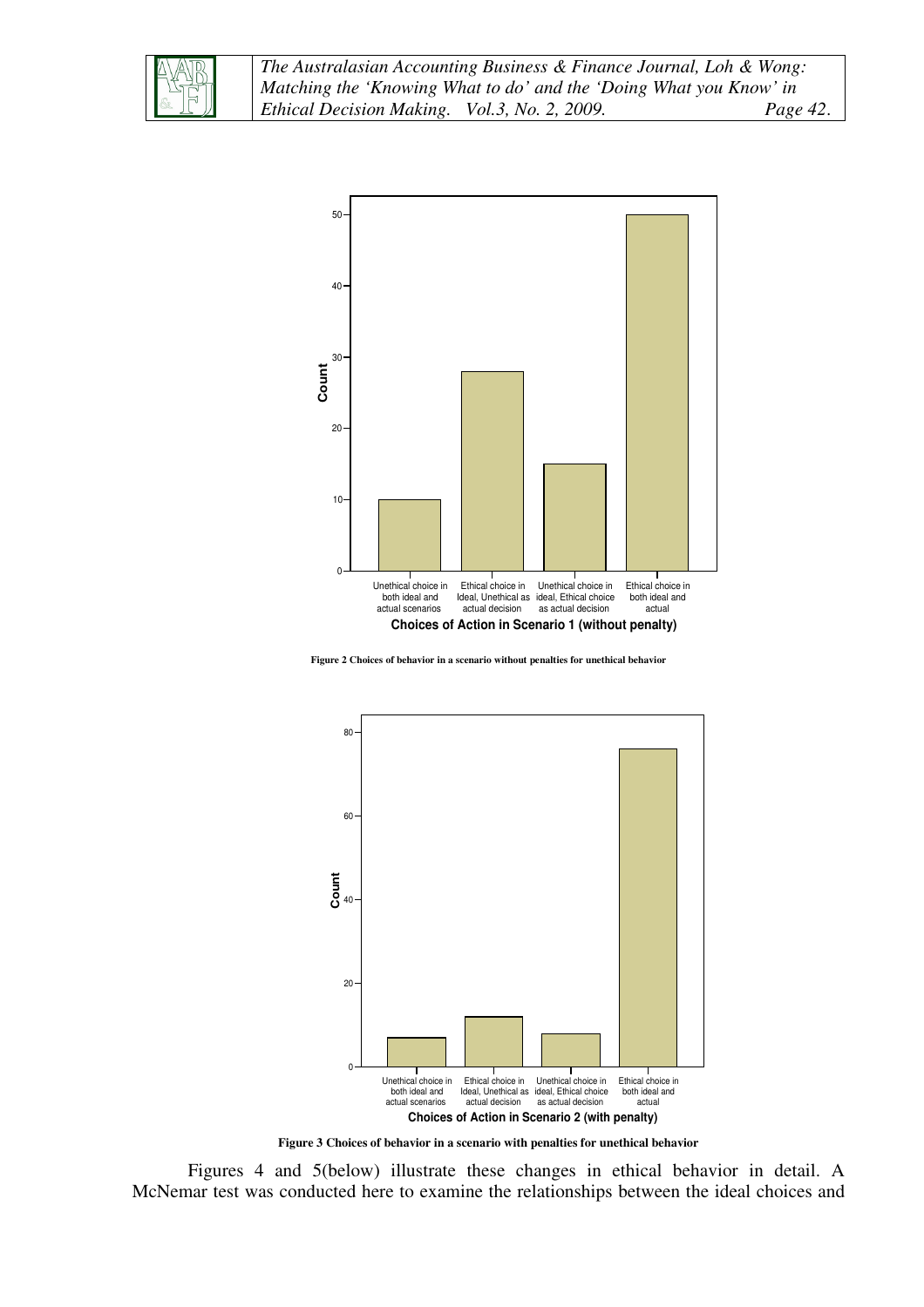Figure 2 Choices of behavior in a scenario without penalties for unethical behavior

Figure 3 Choices of behavior in a scenario with penalties for unethical behavior

Figures 4 and 5(below) illustrate these changes in ethical behavior in detail. A McNemar test was conducted here to examine the relationships between the ideal choices and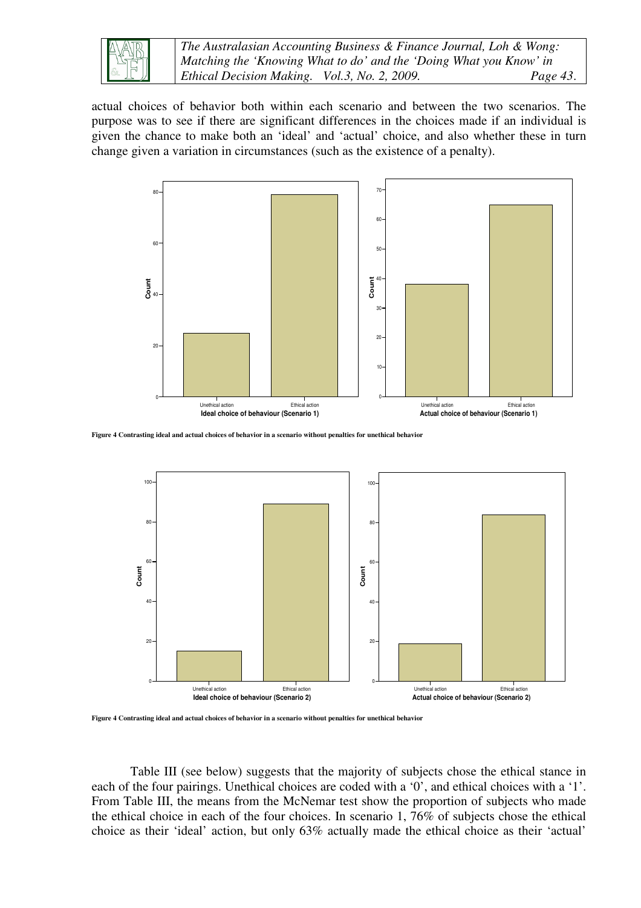actual choices of behavior both within each scenario and between the two scenarios. The purpose was to see if there are significant differences in the choices made if an individual is given the chance to make both an 'ideal' and 'actual' choice, and also whether these in turn change given a variation in circumstances (such as the existence of a penalty).

**Figure 4 Contrasting ideal and actual choices of behavior in a scenario without penalties for unethical behavior**

**Figure 4 Contrasting ideal and actual choices of behavior in a scenario without penalties for unethical behavior**

Table III (see below) suggests that the majority of subjects chose the ethical stance in each of the four pairings. Unethical choices are coded with a '0', and ethical choices with a '1'. From Table III, the means from the McNemar test show the proportion of subjects who made the ethical choice in each of the four choices. In scenario 1, 76% of subjects chose the ethical choice as their 'ideal' action, but only 63% actually made the ethical choice as their 'actual'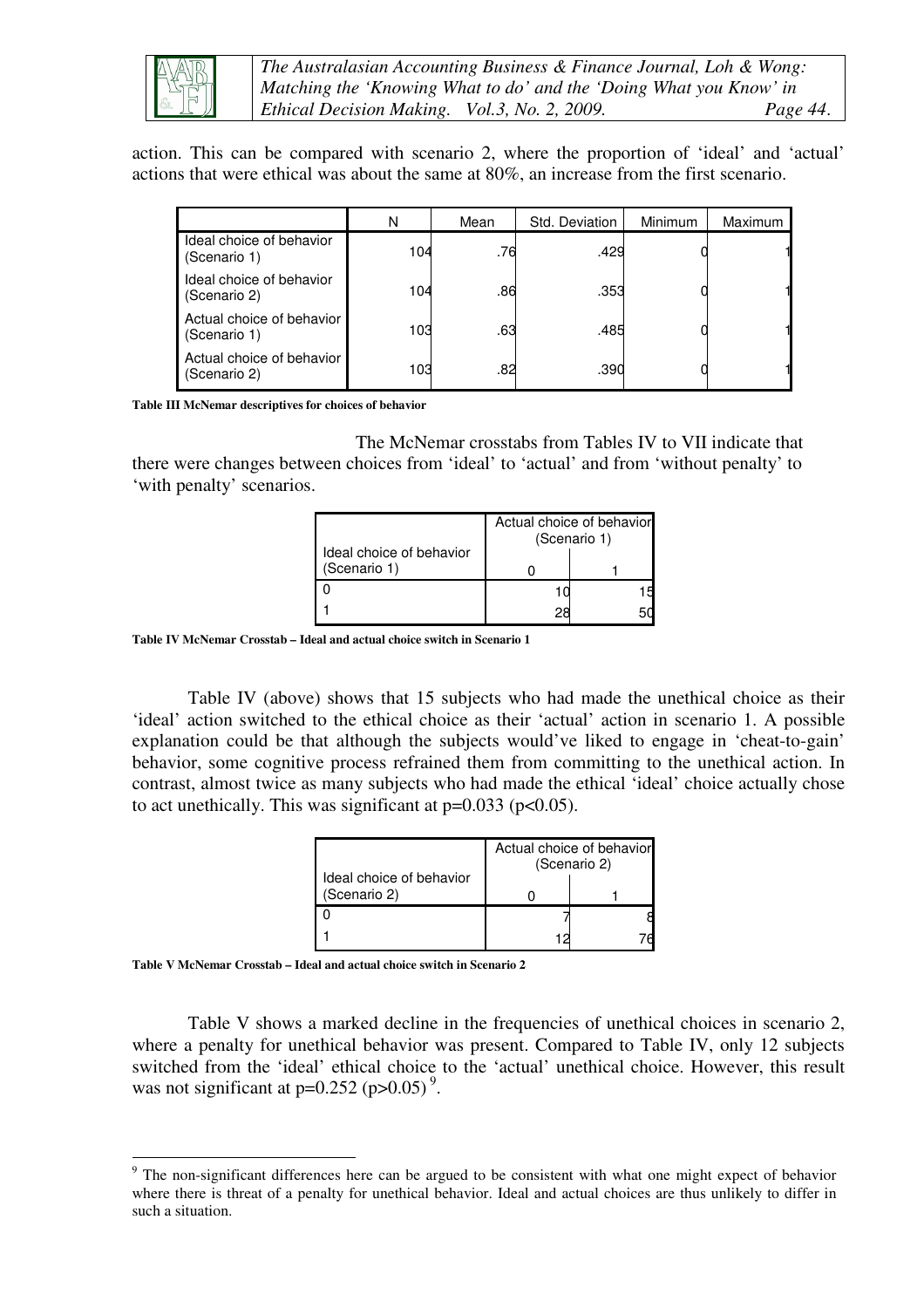action. This can be compared with scenario 2, where the proportion of 'ideal' and 'actual' actions that were ethical was about the same at 80%, an increase from the first scenario.

| | N | Mean | Std. Deviation | Minimum | Maximum |
|---|---|---|---|---|---|
| Ideal choice of behavior (Scenario 1) | 104 | .76 | .429 | 0 | 1 |
| Ideal choice of behavior (Scenario 2) | 104 | .86 | .353 | 0 | 1 |
| Actual choice of behavior (Scenario 1) | 103 | .63 | .485 | 0 | 1 |
| Actual choice of behavior (Scenario 2) | 103 | .82 | .390 | 0 | 1 |

**Table III McNemar descriptives for choices of behavior**

The McNemar crosstabs from Tables IV to VII indicate that there were changes between choices from 'ideal' to 'actual' and from 'without penalty' to 'with penalty' scenarios.

| | Actual choice of behavior (Scenario 1) | |
|---|---|---|
| Ideal choice of behavior (Scenario 1) | 0 | 1 |
| 0 | 10 | 15 |
| 1 | 28 | 50 |

**Table IV McNemar Crosstab – Ideal and actual choice switch in Scenario 1**

Table IV (above) shows that 15 subjects who had made the unethical choice as their 'ideal' action switched to the ethical choice as their 'actual' action in scenario 1. A possible explanation could be that although the subjects would've liked to engage in 'cheat-to-gain' behavior, some cognitive process refrained them from committing to the unethical action. In contrast, almost twice as many subjects who had made the ethical 'ideal' choice actually chose to act unethically. This was significant at $p=0.033$ ($p<0.05$).

| | Actual choice of behavior (Scenario 2) | |
|---|---|---|
| Ideal choice of behavior (Scenario 2) | 0 | 1 |
| 0 | 7 | 8 |
| 1 | 12 | 76 |

**Table V McNemar Crosstab – Ideal and actual choice switch in Scenario 2**

Table V shows a marked decline in the frequencies of unethical choices in scenario 2, where a penalty for unethical behavior was present. Compared to Table IV, only 12 subjects switched from the 'ideal' ethical choice to the 'actual' unethical choice. However, this result was not significant at $p=0.252$ ($p>0.05$) [9].

[9] The non-significant differences here can be argued to be consistent with what one might expect of behavior where there is threat of a penalty for unethical behavior. Ideal and actual choices are thus unlikely to differ in such a situation.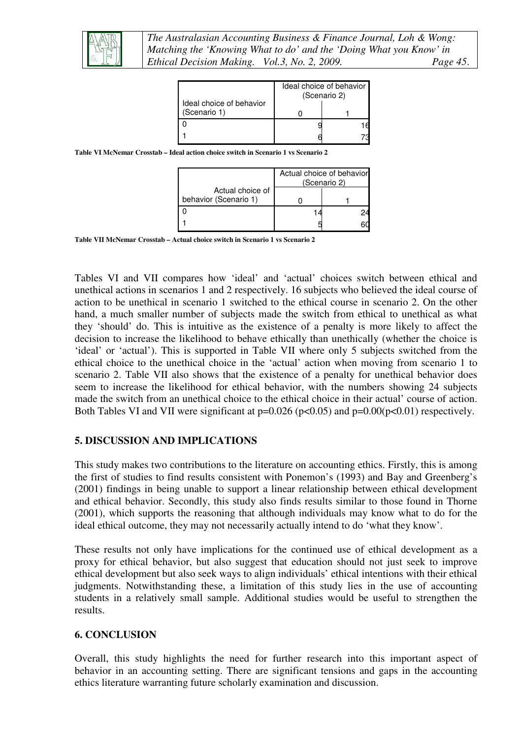| Ideal choice of behavior (Scenario 1) | Ideal choice of behavior (Scenario 2) | |
|---|---|---|
| | 0 | 1 |
| 0 | 9 | 16 |
| 1 | 6 | 73 |

**Table VI McNemar Crosstab – Ideal action choice switch in Scenario 1 vs Scenario 2**

| Actual choice of behavior (Scenario 1) | Actual choice of behavior (Scenario 2) | |
|---|---|---|
| | 0 | 1 |
| 0 | 14 | 24 |
| 1 | 5 | 60 |

**Table VII McNemar Crosstab – Actual choice switch in Scenario 1 vs Scenario 2**

Tables VI and VII compares how 'ideal' and 'actual' choices switch between ethical and unethical actions in scenarios 1 and 2 respectively. 16 subjects who believed the ideal course of action to be unethical in scenario 1 switched to the ethical course in scenario 2. On the other hand, a much smaller number of subjects made the switch from ethical to unethical as what they 'should' do. This is intuitive as the existence of a penalty is more likely to affect the decision to increase the likelihood to behave ethically than unethically (whether the choice is 'ideal' or 'actual'). This is supported in Table VII where only 5 subjects switched from the ethical choice to the unethical choice in the 'actual' action when moving from scenario 1 to scenario 2. Table VII also shows that the existence of a penalty for unethical behavior does seem to increase the likelihood for ethical behavior, with the numbers showing 24 subjects made the switch from an unethical choice to the ethical choice in their actual' course of action. Both Tables VI and VII were significant at $p=0.026$ ($p<0.05$) and $p=0.00$($p<0.01$) respectively.

## 5. DISCUSSION AND IMPLICATIONS

This study makes two contributions to the literature on accounting ethics. Firstly, this is among the first of studies to find results consistent with Ponemon's (1993) and Bay and Greenberg's (2001) findings in being unable to support a linear relationship between ethical development and ethical behavior. Secondly, this study also finds results similar to those found in Thorne (2001), which supports the reasoning that although individuals may know what to do for the ideal ethical outcome, they may not necessarily actually intend to do 'what they know'.

These results not only have implications for the continued use of ethical development as a proxy for ethical behavior, but also suggest that education should not just seek to improve ethical development but also seek ways to align individuals' ethical intentions with their ethical judgments. Notwithstanding these, a limitation of this study lies in the use of accounting students in a relatively small sample. Additional studies would be useful to strengthen the results.

## 6. CONCLUSION

Overall, this study highlights the need for further research into this important aspect of behavior in an accounting setting. There are significant tensions and gaps in the accounting ethics literature warranting future scholarly examination and discussion.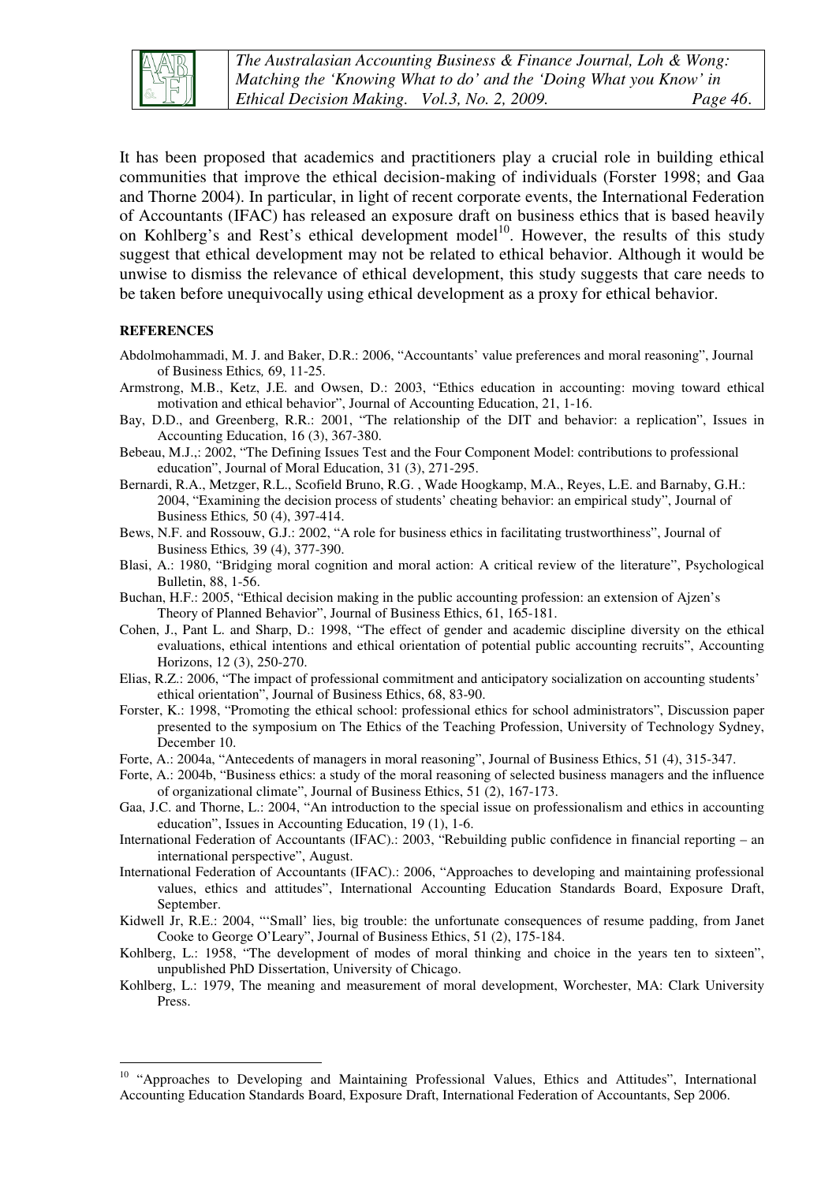It has been proposed that academics and practitioners play a crucial role in building ethical communities that improve the ethical decision-making of individuals (Forster 1998; and Gaa and Thorne 2004). In particular, in light of recent corporate events, the International Federation of Accountants (IFAC) has released an exposure draft on business ethics that is based heavily on Kohlberg's and Rest's ethical development model[10]. However, the results of this study suggest that ethical development may not be related to ethical behavior. Although it would be unwise to dismiss the relevance of ethical development, this study suggests that care needs to be taken before unequivocally using ethical development as a proxy for ethical behavior.

**REFERENCES**

Abdolmohammadi, M. J. and Baker, D.R.: 2006, "Accountants' value preferences and moral reasoning", Journal of Business Ethics*,* 69, 11-25.

Armstrong, M.B., Ketz, J.E. and Owsen, D.: 2003, "Ethics education in accounting: moving toward ethical motivation and ethical behavior", Journal of Accounting Education, 21, 1-16.

Bay, D.D., and Greenberg, R.R.: 2001, "The relationship of the DIT and behavior: a replication", Issues in Accounting Education, 16 (3), 367-380.

Bebeau, M.J.,: 2002, "The Defining Issues Test and the Four Component Model: contributions to professional education", Journal of Moral Education, 31 (3), 271-295.

Bernardi, R.A., Metzger, R.L., Scofield Bruno, R.G. , Wade Hoogkamp, M.A., Reyes, L.E. and Barnaby, G.H.: 2004, "Examining the decision process of students' cheating behavior: an empirical study", Journal of Business Ethics*,* 50 (4), 397-414.

Bews, N.F. and Rossouw, G.J.: 2002, "A role for business ethics in facilitating trustworthiness", Journal of Business Ethics*,* 39 (4), 377-390.

Blasi, A.: 1980, "Bridging moral cognition and moral action: A critical review of the literature", Psychological Bulletin, 88, 1-56.

Buchan, H.F.: 2005, "Ethical decision making in the public accounting profession: an extension of Ajzen's Theory of Planned Behavior", Journal of Business Ethics, 61, 165-181.

Cohen, J., Pant L. and Sharp, D.: 1998, "The effect of gender and academic discipline diversity on the ethical evaluations, ethical intentions and ethical orientation of potential public accounting recruits", Accounting Horizons, 12 (3), 250-270.

Elias, R.Z.: 2006, "The impact of professional commitment and anticipatory socialization on accounting students' ethical orientation", Journal of Business Ethics, 68, 83-90.

Forster, K.: 1998, "Promoting the ethical school: professional ethics for school administrators", Discussion paper presented to the symposium on The Ethics of the Teaching Profession, University of Technology Sydney, December 10.

Forte, A.: 2004a, "Antecedents of managers in moral reasoning", Journal of Business Ethics, 51 (4), 315-347.

Forte, A.: 2004b, "Business ethics: a study of the moral reasoning of selected business managers and the influence of organizational climate", Journal of Business Ethics, 51 (2), 167-173.

Gaa, J.C. and Thorne, L.: 2004, "An introduction to the special issue on professionalism and ethics in accounting education", Issues in Accounting Education, 19 (1), 1-6.

International Federation of Accountants (IFAC).: 2003, "Rebuilding public confidence in financial reporting – an international perspective", August.

International Federation of Accountants (IFAC).: 2006, "Approaches to developing and maintaining professional values, ethics and attitudes", International Accounting Education Standards Board, Exposure Draft, September.

Kidwell Jr, R.E.: 2004, "'Small' lies, big trouble: the unfortunate consequences of resume padding, from Janet Cooke to George O'Leary", Journal of Business Ethics, 51 (2), 175-184.

Kohlberg, L.: 1958, "The development of modes of moral thinking and choice in the years ten to sixteen", unpublished PhD Dissertation, University of Chicago.

Kohlberg, L.: 1979, The meaning and measurement of moral development, Worchester, MA: Clark University Press.

[10] "Approaches to Developing and Maintaining Professional Values, Ethics and Attitudes", International Accounting Education Standards Board, Exposure Draft, International Federation of Accountants, Sep 2006.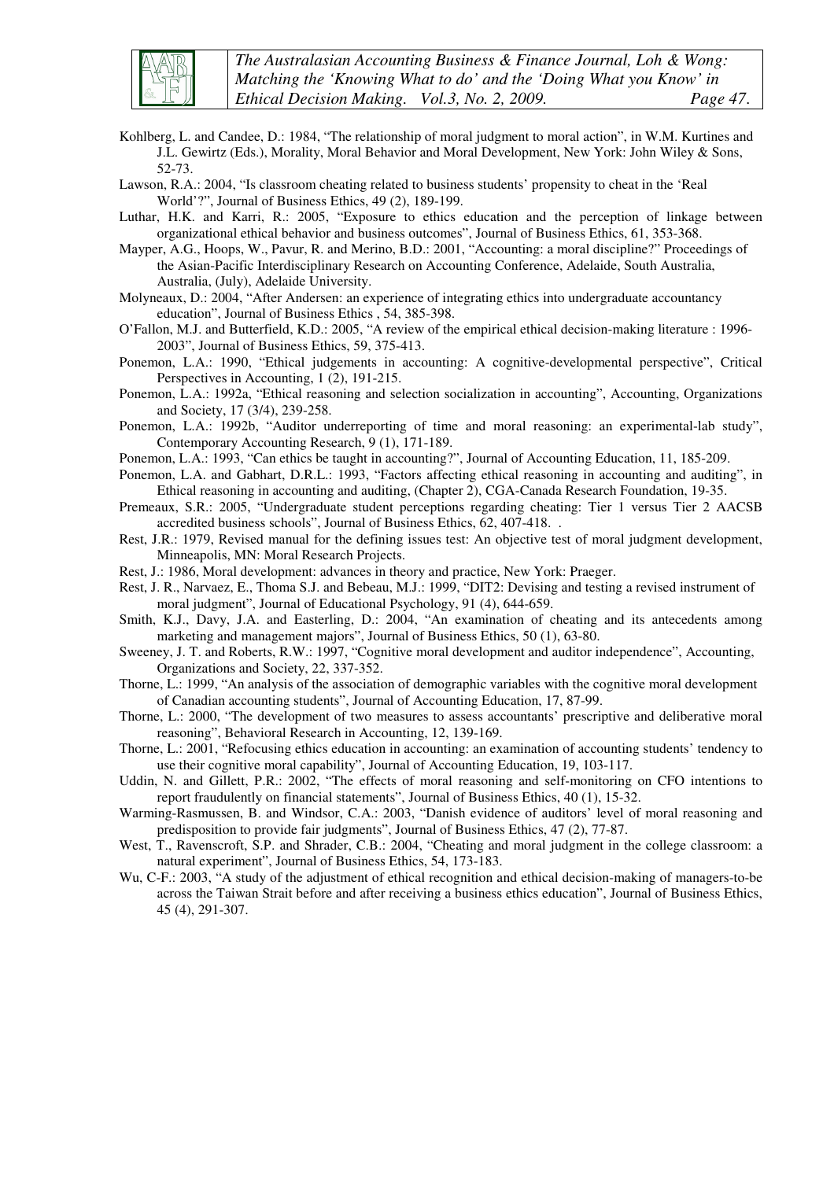Kohlberg, L. and Candee, D.: 1984, "The relationship of moral judgment to moral action", in W.M. Kurtines and J.L. Gewirtz (Eds.), Morality, Moral Behavior and Moral Development, New York: John Wiley & Sons, 52-73.

Lawson, R.A.: 2004, "Is classroom cheating related to business students' propensity to cheat in the 'Real World'?", Journal of Business Ethics, 49 (2), 189-199.

Luthar, H.K. and Karri, R.: 2005, "Exposure to ethics education and the perception of linkage between organizational ethical behavior and business outcomes", Journal of Business Ethics, 61, 353-368.

Mayper, A.G., Hoops, W., Pavur, R. and Merino, B.D.: 2001, "Accounting: a moral discipline?" Proceedings of the Asian-Pacific Interdisciplinary Research on Accounting Conference, Adelaide, South Australia, Australia, (July), Adelaide University.

Molyneaux, D.: 2004, "After Andersen: an experience of integrating ethics into undergraduate accountancy education", Journal of Business Ethics , 54, 385-398.

O'Fallon, M.J. and Butterfield, K.D.: 2005, "A review of the empirical ethical decision-making literature : 1996-2003", Journal of Business Ethics, 59, 375-413.

Ponemon, L.A.: 1990, "Ethical judgements in accounting: A cognitive-developmental perspective", Critical Perspectives in Accounting, 1 (2), 191-215.

Ponemon, L.A.: 1992a, "Ethical reasoning and selection socialization in accounting", Accounting, Organizations and Society, 17 (3/4), 239-258.

Ponemon, L.A.: 1992b, "Auditor underreporting of time and moral reasoning: an experimental-lab study", Contemporary Accounting Research, 9 (1), 171-189.

Ponemon, L.A.: 1993, "Can ethics be taught in accounting?", Journal of Accounting Education, 11, 185-209.

Ponemon, L.A. and Gabhart, D.R.L.: 1993, "Factors affecting ethical reasoning in accounting and auditing", in Ethical reasoning in accounting and auditing, (Chapter 2), CGA-Canada Research Foundation, 19-35.

Premeaux, S.R.: 2005, "Undergraduate student perceptions regarding cheating: Tier 1 versus Tier 2 AACSB accredited business schools", Journal of Business Ethics, 62, 407-418. .

Rest, J.R.: 1979, Revised manual for the defining issues test: An objective test of moral judgment development, Minneapolis, MN: Moral Research Projects.

Rest, J.: 1986, Moral development: advances in theory and practice, New York: Praeger.

Rest, J. R., Narvaez, E., Thoma S.J. and Bebeau, M.J.: 1999, "DIT2: Devising and testing a revised instrument of moral judgment", Journal of Educational Psychology, 91 (4), 644-659.

Smith, K.J., Davy, J.A. and Easterling, D.: 2004, "An examination of cheating and its antecedents among marketing and management majors", Journal of Business Ethics, 50 (1), 63-80.

Sweeney, J. T. and Roberts, R.W.: 1997, "Cognitive moral development and auditor independence", Accounting, Organizations and Society, 22, 337-352.

Thorne, L.: 1999, "An analysis of the association of demographic variables with the cognitive moral development of Canadian accounting students", Journal of Accounting Education, 17, 87-99.

Thorne, L.: 2000, "The development of two measures to assess accountants' prescriptive and deliberative moral reasoning", Behavioral Research in Accounting, 12, 139-169.

Thorne, L.: 2001, "Refocusing ethics education in accounting: an examination of accounting students' tendency to use their cognitive moral capability", Journal of Accounting Education, 19, 103-117.

Uddin, N. and Gillett, P.R.: 2002, "The effects of moral reasoning and self-monitoring on CFO intentions to report fraudulently on financial statements", Journal of Business Ethics, 40 (1), 15-32.

Warming-Rasmussen, B. and Windsor, C.A.: 2003, "Danish evidence of auditors' level of moral reasoning and predisposition to provide fair judgments", Journal of Business Ethics, 47 (2), 77-87.

West, T., Ravenscroft, S.P. and Shrader, C.B.: 2004, "Cheating and moral judgment in the college classroom: a natural experiment", Journal of Business Ethics, 54, 173-183.

Wu, C-F.: 2003, "A study of the adjustment of ethical recognition and ethical decision-making of managers-to-be across the Taiwan Strait before and after receiving a business ethics education", Journal of Business Ethics, 45 (4), 291-307.